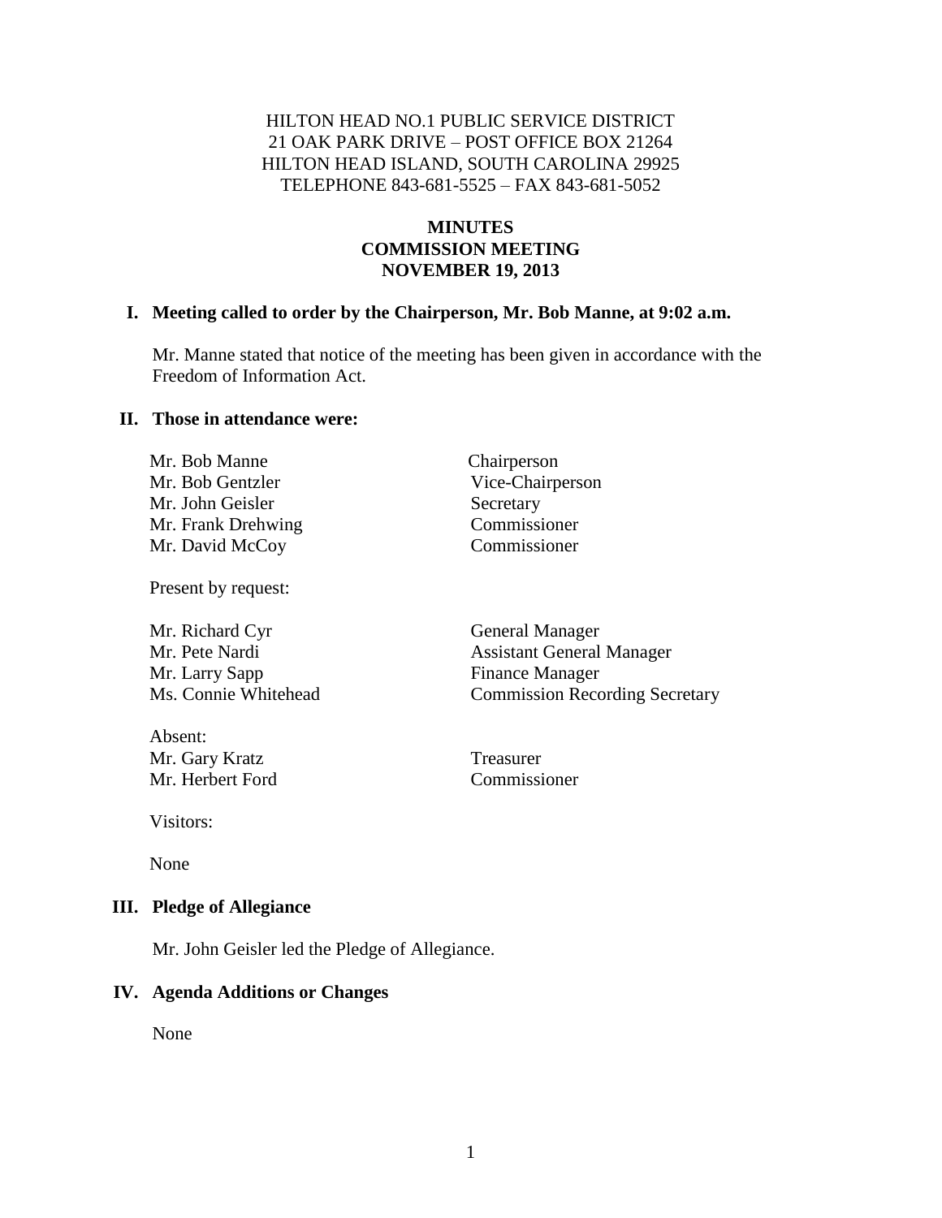HILTON HEAD NO.1 PUBLIC SERVICE DISTRICT
21 OAK PARK DRIVE – POST OFFICE BOX 21264
HILTON HEAD ISLAND, SOUTH CAROLINA 29925
TELEPHONE 843-681-5525 – FAX 843-681-5052

# MINUTES
# COMMISSION MEETING
# NOVEMBER 19, 2013

## I. Meeting called to order by the Chairperson, Mr. Bob Manne, at 9:02 a.m.

Mr. Manne stated that notice of the meeting has been given in accordance with the Freedom of Information Act.

## II. Those in attendance were:

| | |
|---|---|
| Mr. Bob Manne | Chairperson |
| Mr. Bob Gentzler | Vice-Chairperson |
| Mr. John Geisler | Secretary |
| Mr. Frank Drehwing | Commissioner |
| Mr. David McCoy | Commissioner |

Present by request:

| | |
|---|---|
| Mr. Richard Cyr | General Manager |
| Mr. Pete Nardi | Assistant General Manager |
| Mr. Larry Sapp | Finance Manager |
| Ms. Connie Whitehead | Commission Recording Secretary |

Absent:

| | |
|---|---|
| Mr. Gary Kratz | Treasurer |
| Mr. Herbert Ford | Commissioner |

Visitors:

None

## III. Pledge of Allegiance

Mr. John Geisler led the Pledge of Allegiance.

## IV. Agenda Additions or Changes

None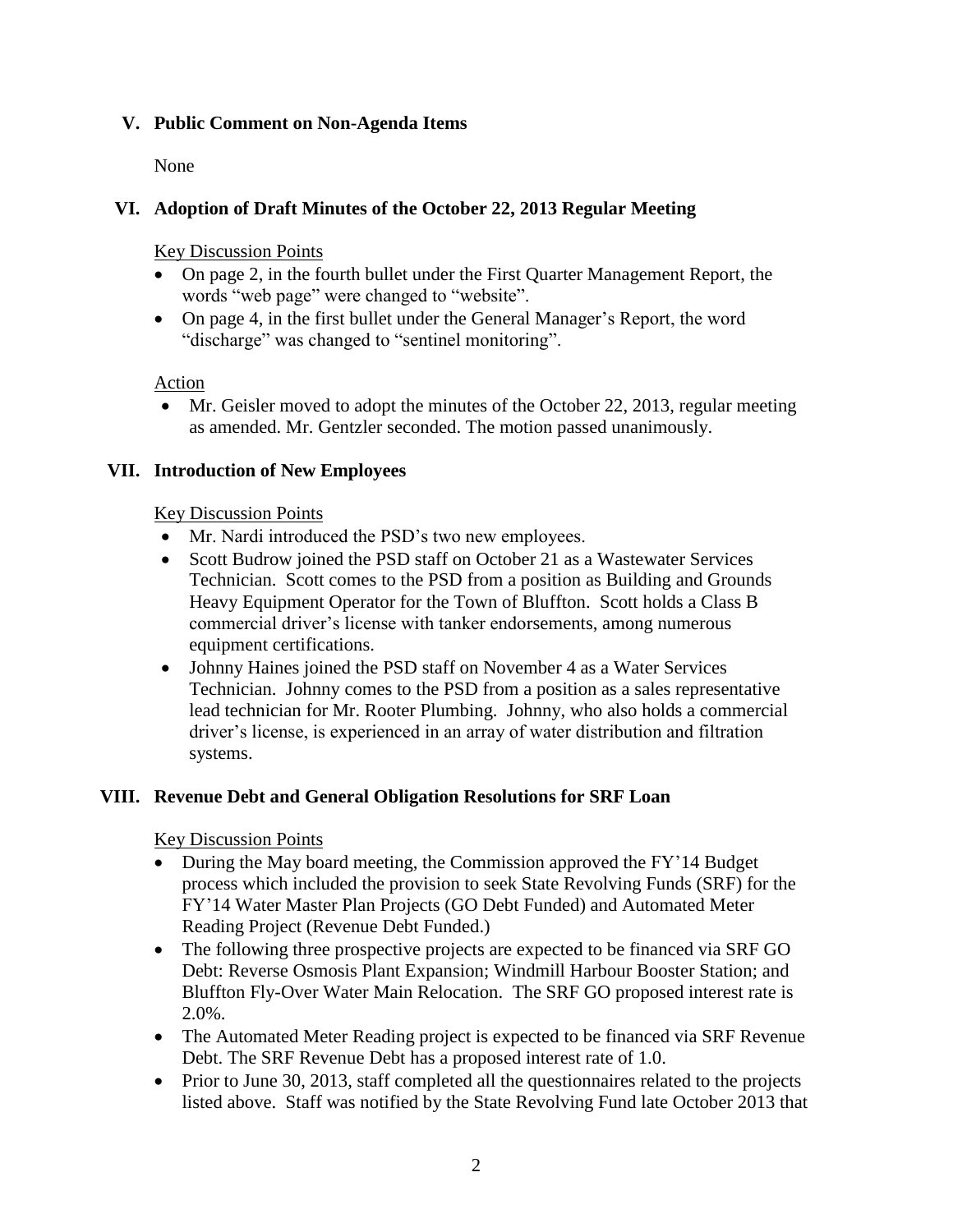## V. Public Comment on Non-Agenda Items

None

## VI. Adoption of Draft Minutes of the October 22, 2013 Regular Meeting

Key Discussion Points

- On page 2, in the fourth bullet under the First Quarter Management Report, the words "web page" were changed to "website".
- On page 4, in the first bullet under the General Manager's Report, the word "discharge" was changed to "sentinel monitoring".

Action

- Mr. Geisler moved to adopt the minutes of the October 22, 2013, regular meeting as amended. Mr. Gentzler seconded. The motion passed unanimously.

## VII. Introduction of New Employees

Key Discussion Points

- Mr. Nardi introduced the PSD's two new employees.
- Scott Budrow joined the PSD staff on October 21 as a Wastewater Services Technician. Scott comes to the PSD from a position as Building and Grounds Heavy Equipment Operator for the Town of Bluffton. Scott holds a Class B commercial driver's license with tanker endorsements, among numerous equipment certifications.
- Johnny Haines joined the PSD staff on November 4 as a Water Services Technician. Johnny comes to the PSD from a position as a sales representative lead technician for Mr. Rooter Plumbing. Johnny, who also holds a commercial driver's license, is experienced in an array of water distribution and filtration systems.

## VIII. Revenue Debt and General Obligation Resolutions for SRF Loan

Key Discussion Points

- During the May board meeting, the Commission approved the FY'14 Budget process which included the provision to seek State Revolving Funds (SRF) for the FY'14 Water Master Plan Projects (GO Debt Funded) and Automated Meter Reading Project (Revenue Debt Funded.)
- The following three prospective projects are expected to be financed via SRF GO Debt: Reverse Osmosis Plant Expansion; Windmill Harbour Booster Station; and Bluffton Fly-Over Water Main Relocation. The SRF GO proposed interest rate is 2.0%.
- The Automated Meter Reading project is expected to be financed via SRF Revenue Debt. The SRF Revenue Debt has a proposed interest rate of 1.0.
- Prior to June 30, 2013, staff completed all the questionnaires related to the projects listed above. Staff was notified by the State Revolving Fund late October 2013 that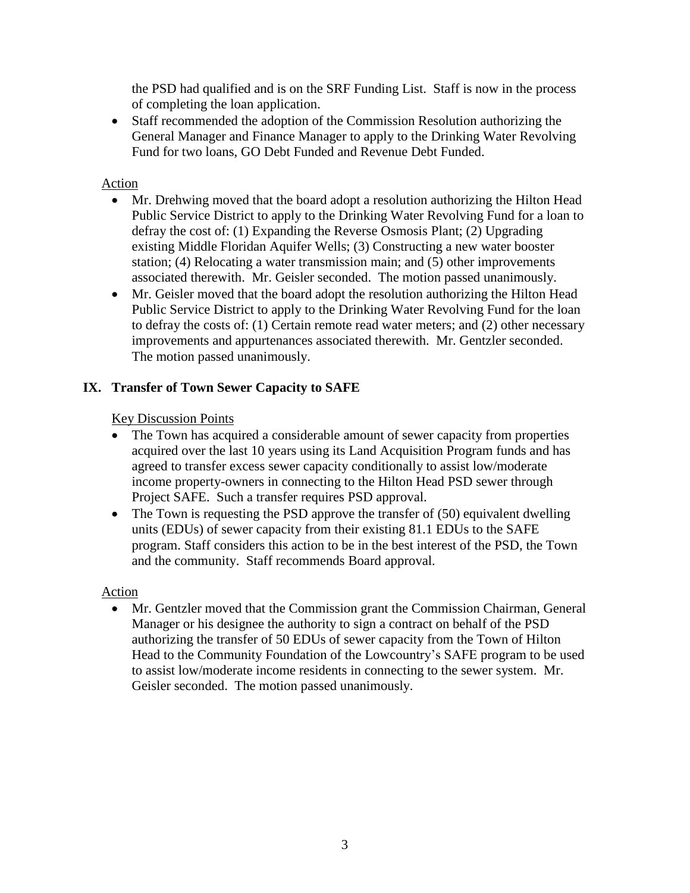the PSD had qualified and is on the SRF Funding List. Staff is now in the process of completing the loan application.

- Staff recommended the adoption of the Commission Resolution authorizing the General Manager and Finance Manager to apply to the Drinking Water Revolving Fund for two loans, GO Debt Funded and Revenue Debt Funded.

<u>Action</u>

- Mr. Drehwing moved that the board adopt a resolution authorizing the Hilton Head Public Service District to apply to the Drinking Water Revolving Fund for a loan to defray the cost of: (1) Expanding the Reverse Osmosis Plant; (2) Upgrading existing Middle Floridan Aquifer Wells; (3) Constructing a new water booster station; (4) Relocating a water transmission main; and (5) other improvements associated therewith. Mr. Geisler seconded. The motion passed unanimously.
- Mr. Geisler moved that the board adopt the resolution authorizing the Hilton Head Public Service District to apply to the Drinking Water Revolving Fund for the loan to defray the costs of: (1) Certain remote read water meters; and (2) other necessary improvements and appurtenances associated therewith. Mr. Gentzler seconded. The motion passed unanimously.

## IX. Transfer of Town Sewer Capacity to SAFE

<u>Key Discussion Points</u>

- The Town has acquired a considerable amount of sewer capacity from properties acquired over the last 10 years using its Land Acquisition Program funds and has agreed to transfer excess sewer capacity conditionally to assist low/moderate income property-owners in connecting to the Hilton Head PSD sewer through Project SAFE. Such a transfer requires PSD approval.
- The Town is requesting the PSD approve the transfer of (50) equivalent dwelling units (EDUs) of sewer capacity from their existing 81.1 EDUs to the SAFE program. Staff considers this action to be in the best interest of the PSD, the Town and the community. Staff recommends Board approval.

<u>Action</u>

- Mr. Gentzler moved that the Commission grant the Commission Chairman, General Manager or his designee the authority to sign a contract on behalf of the PSD authorizing the transfer of 50 EDUs of sewer capacity from the Town of Hilton Head to the Community Foundation of the Lowcountry's SAFE program to be used to assist low/moderate income residents in connecting to the sewer system. Mr. Geisler seconded. The motion passed unanimously.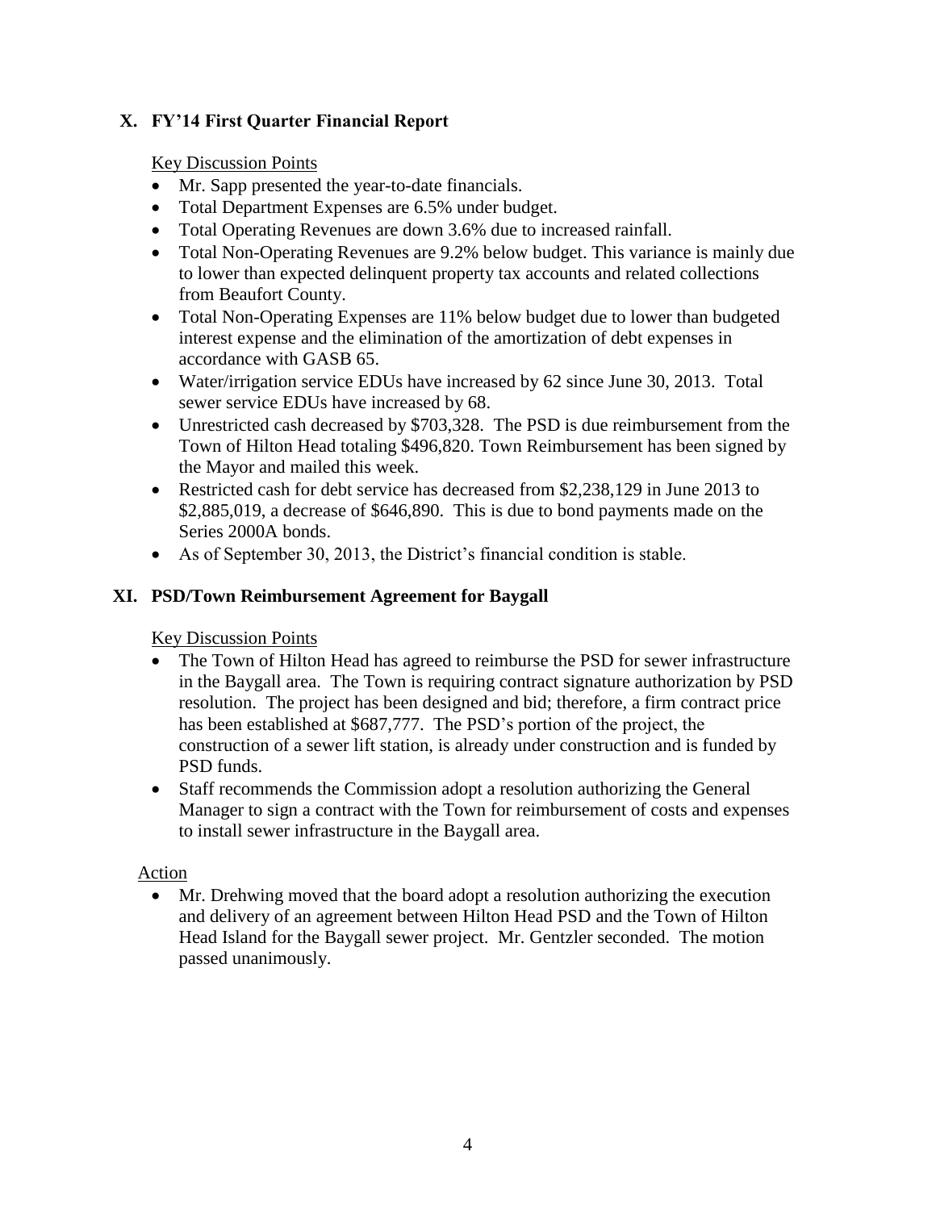## X. FY'14 First Quarter Financial Report

Key Discussion Points

- Mr. Sapp presented the year-to-date financials.
- Total Department Expenses are 6.5% under budget.
- Total Operating Revenues are down 3.6% due to increased rainfall.
- Total Non-Operating Revenues are 9.2% below budget. This variance is mainly due to lower than expected delinquent property tax accounts and related collections from Beaufort County.
- Total Non-Operating Expenses are 11% below budget due to lower than budgeted interest expense and the elimination of the amortization of debt expenses in accordance with GASB 65.
- Water/irrigation service EDUs have increased by 62 since June 30, 2013. Total sewer service EDUs have increased by 68.
- Unrestricted cash decreased by $703,328. The PSD is due reimbursement from the Town of Hilton Head totaling $496,820. Town Reimbursement has been signed by the Mayor and mailed this week.
- Restricted cash for debt service has decreased from $2,238,129 in June 2013 to $2,885,019, a decrease of $646,890. This is due to bond payments made on the Series 2000A bonds.
- As of September 30, 2013, the District's financial condition is stable.

## XI. PSD/Town Reimbursement Agreement for Baygall

Key Discussion Points

- The Town of Hilton Head has agreed to reimburse the PSD for sewer infrastructure in the Baygall area. The Town is requiring contract signature authorization by PSD resolution. The project has been designed and bid; therefore, a firm contract price has been established at $687,777. The PSD's portion of the project, the construction of a sewer lift station, is already under construction and is funded by PSD funds.
- Staff recommends the Commission adopt a resolution authorizing the General Manager to sign a contract with the Town for reimbursement of costs and expenses to install sewer infrastructure in the Baygall area.

Action

- Mr. Drehwing moved that the board adopt a resolution authorizing the execution and delivery of an agreement between Hilton Head PSD and the Town of Hilton Head Island for the Baygall sewer project. Mr. Gentzler seconded. The motion passed unanimously.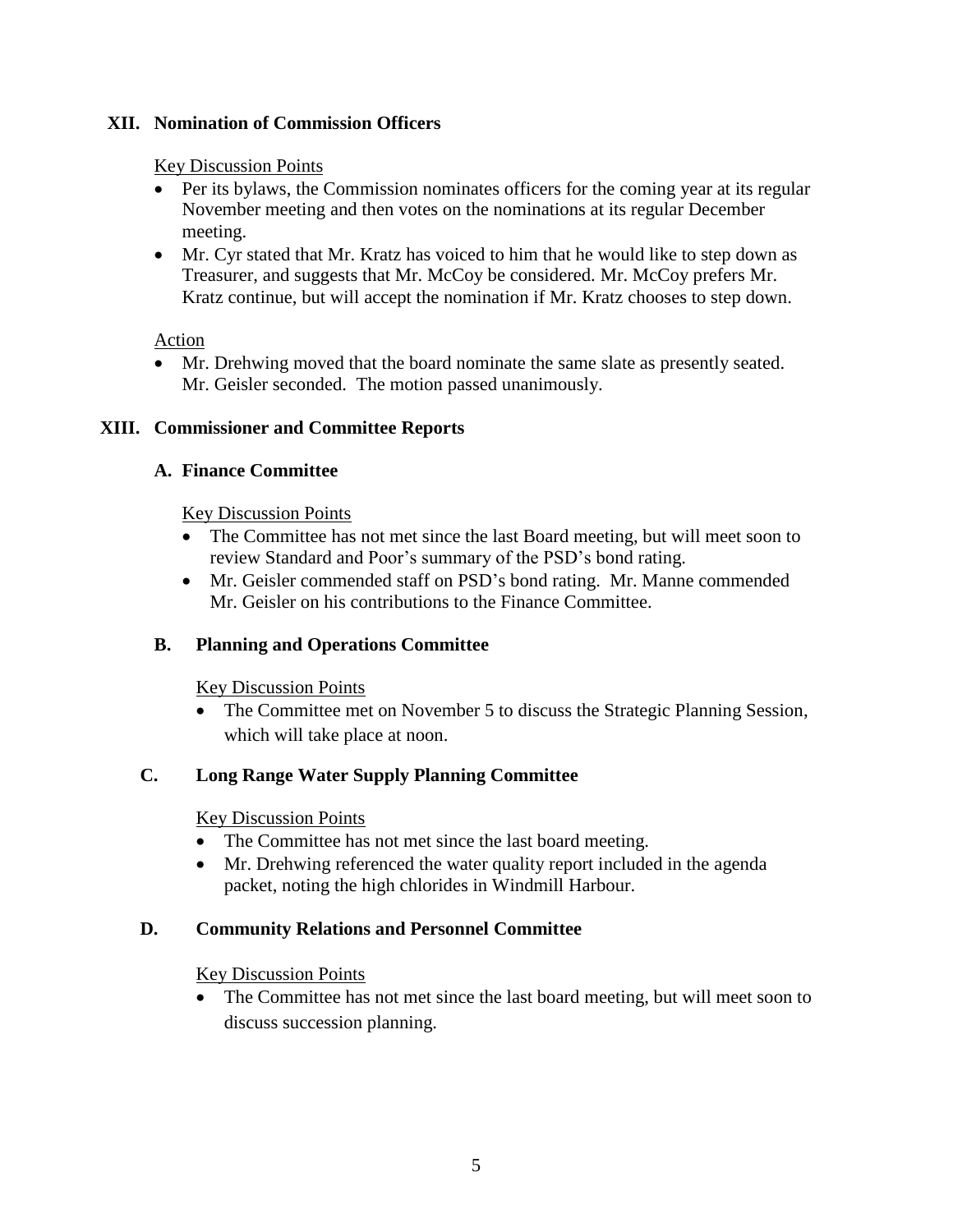## XII. Nomination of Commission Officers

Key Discussion Points

- Per its bylaws, the Commission nominates officers for the coming year at its regular November meeting and then votes on the nominations at its regular December meeting.
- Mr. Cyr stated that Mr. Kratz has voiced to him that he would like to step down as Treasurer, and suggests that Mr. McCoy be considered. Mr. McCoy prefers Mr. Kratz continue, but will accept the nomination if Mr. Kratz chooses to step down.

Action

- Mr. Drehwing moved that the board nominate the same slate as presently seated. Mr. Geisler seconded. The motion passed unanimously.

## XIII. Commissioner and Committee Reports

### A. Finance Committee

Key Discussion Points

- The Committee has not met since the last Board meeting, but will meet soon to review Standard and Poor's summary of the PSD's bond rating.
- Mr. Geisler commended staff on PSD's bond rating. Mr. Manne commended Mr. Geisler on his contributions to the Finance Committee.

### B. Planning and Operations Committee

Key Discussion Points

- The Committee met on November 5 to discuss the Strategic Planning Session, which will take place at noon.

### C. Long Range Water Supply Planning Committee

Key Discussion Points

- The Committee has not met since the last board meeting.
- Mr. Drehwing referenced the water quality report included in the agenda packet, noting the high chlorides in Windmill Harbour.

### D. Community Relations and Personnel Committee

Key Discussion Points

- The Committee has not met since the last board meeting, but will meet soon to discuss succession planning.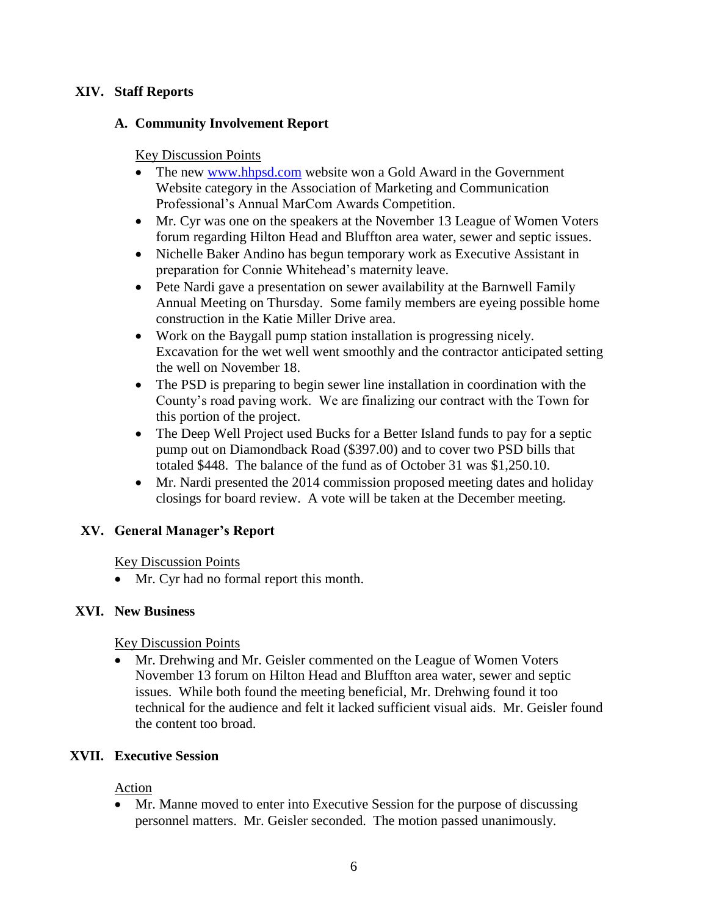## XIV. Staff Reports

### A. Community Involvement Report

Key Discussion Points

- The new www.hhpsd.com website won a Gold Award in the Government Website category in the Association of Marketing and Communication Professional's Annual MarCom Awards Competition.
- Mr. Cyr was one on the speakers at the November 13 League of Women Voters forum regarding Hilton Head and Bluffton area water, sewer and septic issues.
- Nichelle Baker Andino has begun temporary work as Executive Assistant in preparation for Connie Whitehead's maternity leave.
- Pete Nardi gave a presentation on sewer availability at the Barnwell Family Annual Meeting on Thursday. Some family members are eyeing possible home construction in the Katie Miller Drive area.
- Work on the Baygall pump station installation is progressing nicely. Excavation for the wet well went smoothly and the contractor anticipated setting the well on November 18.
- The PSD is preparing to begin sewer line installation in coordination with the County's road paving work. We are finalizing our contract with the Town for this portion of the project.
- The Deep Well Project used Bucks for a Better Island funds to pay for a septic pump out on Diamondback Road ($397.00) and to cover two PSD bills that totaled $448. The balance of the fund as of October 31 was $1,250.10.
- Mr. Nardi presented the 2014 commission proposed meeting dates and holiday closings for board review. A vote will be taken at the December meeting.

## XV. General Manager's Report

Key Discussion Points

- Mr. Cyr had no formal report this month.

## XVI. New Business

Key Discussion Points

- Mr. Drehwing and Mr. Geisler commented on the League of Women Voters November 13 forum on Hilton Head and Bluffton area water, sewer and septic issues. While both found the meeting beneficial, Mr. Drehwing found it too technical for the audience and felt it lacked sufficient visual aids. Mr. Geisler found the content too broad.

## XVII. Executive Session

Action

- Mr. Manne moved to enter into Executive Session for the purpose of discussing personnel matters. Mr. Geisler seconded. The motion passed unanimously.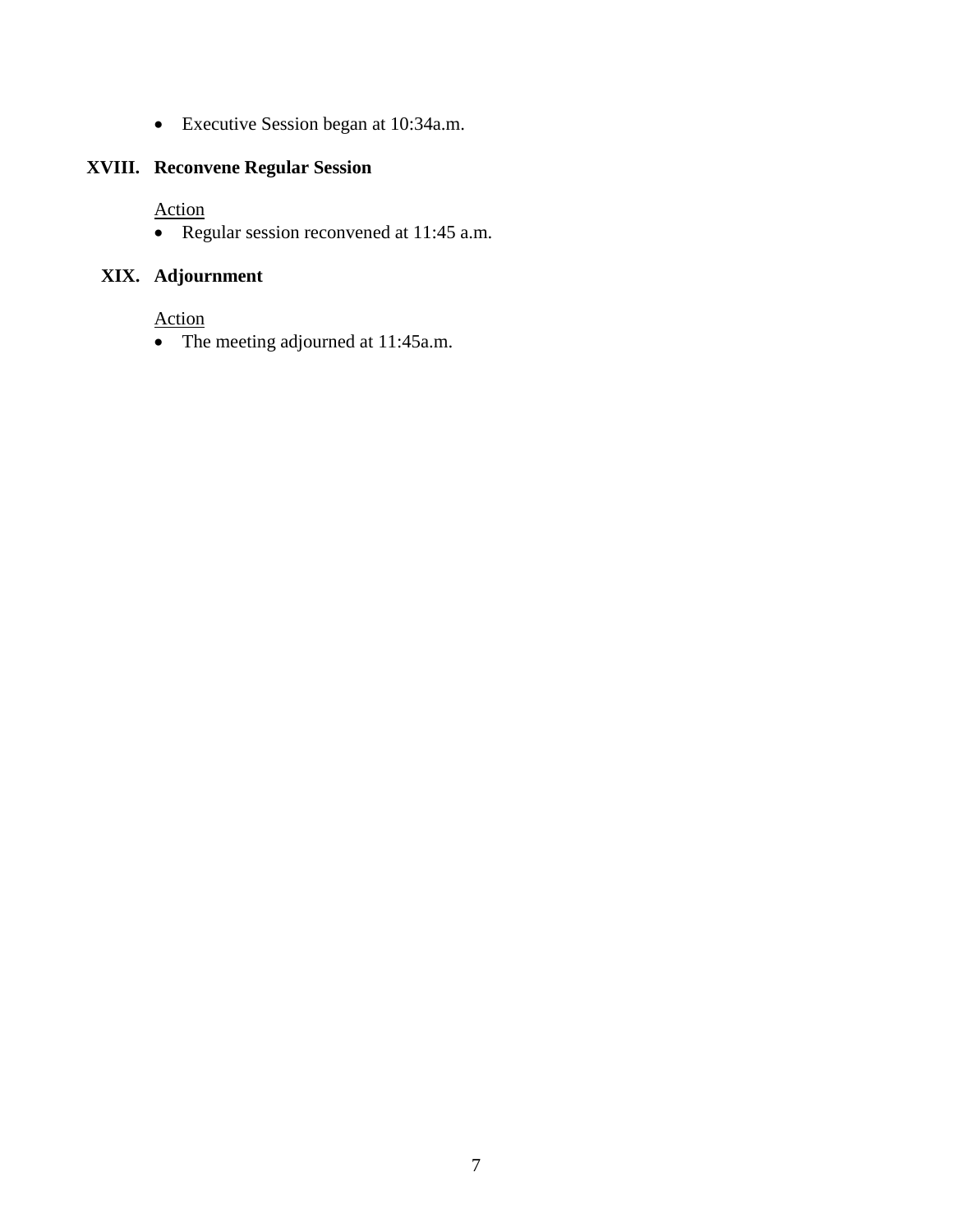- Executive Session began at 10:34a.m.

## XVIII. Reconvene Regular Session

Action

- Regular session reconvened at 11:45 a.m.

## XIX. Adjournment

Action

- The meeting adjourned at 11:45a.m.